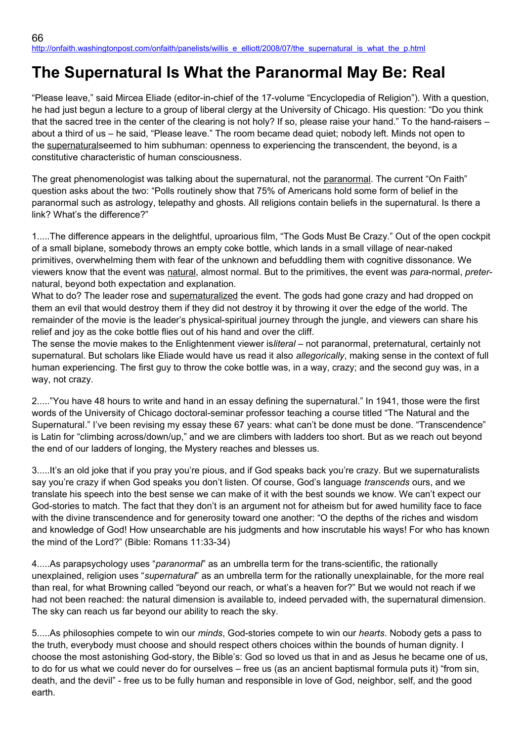66
http://onfaith.washingtonpost.com/onfaith/panelists/willis_e_elliott/2008/07/the_supernatural_is_what_the_p.html

# The Supernatural Is What the Paranormal May Be: Real

"Please leave," said Mircea Eliade (editor-in-chief of the 17-volume "Encyclopedia of Religion"). With a question, he had just begun a lecture to a group of liberal clergy at the University of Chicago. His question: "Do you think that the sacred tree in the center of the clearing is not holy? If so, please raise your hand." To the hand-raisers – about a third of us – he said, "Please leave." The room became dead quiet; nobody left. Minds not open to the supernaturalseemed to him subhuman: openness to experiencing the transcendent, the beyond, is a constitutive characteristic of human consciousness.

The great phenomenologist was talking about the supernatural, not the paranormal. The current "On Faith" question asks about the two: "Polls routinely show that 75% of Americans hold some form of belief in the paranormal such as astrology, telepathy and ghosts. All religions contain beliefs in the supernatural. Is there a link? What's the difference?"

1.....The difference appears in the delightful, uproarious film, "The Gods Must Be Crazy." Out of the open cockpit of a small biplane, somebody throws an empty coke bottle, which lands in a small village of near-naked primitives, overwhelming them with fear of the unknown and befuddling them with cognitive dissonance. We viewers know that the event was natural, almost normal. But to the primitives, the event was *para*-normal, *preter*-natural, beyond both expectation and explanation.
What to do? The leader rose and supernaturalized the event. The gods had gone crazy and had dropped on them an evil that would destroy them if they did not destroy it by throwing it over the edge of the world. The remainder of the movie is the leader's physical-spiritual journey through the jungle, and viewers can share his relief and joy as the coke bottle flies out of his hand and over the cliff.
The sense the movie makes to the Enlightenment viewer is*literal* – not paranormal, preternatural, certainly not supernatural. But scholars like Eliade would have us read it also *allegorically*, making sense in the context of full human experiencing. The first guy to throw the coke bottle was, in a way, crazy; and the second guy was, in a way, not crazy.

2....."You have 48 hours to write and hand in an essay defining the supernatural." In 1941, those were the first words of the University of Chicago doctoral-seminar professor teaching a course titled "The Natural and the Supernatural." I've been revising my essay these 67 years: what can't be done must be done. "Transcendence" is Latin for "climbing across/down/up," and we are climbers with ladders too short. But as we reach out beyond the end of our ladders of longing, the Mystery reaches and blesses us.

3.....It's an old joke that if you pray you're pious, and if God speaks back you're crazy. But we supernaturalists say you're crazy if when God speaks you don't listen. Of course, God's language *transcends* ours, and we translate his speech into the best sense we can make of it with the best sounds we know. We can't expect our God-stories to match. The fact that they don't is an argument not for atheism but for awed humility face to face with the divine transcendence and for generosity toward one another: "O the depths of the riches and wisdom and knowledge of God! How unsearchable are his judgments and how inscrutable his ways! For who has known the mind of the Lord?" (Bible: Romans 11:33-34)

4.....As parapsychology uses "*paranormal*" as an umbrella term for the trans-scientific, the rationally unexplained, religion uses "*supernatural*" as an umbrella term for the rationally unexplainable, for the more real than real, for what Browning called "beyond our reach, or what's a heaven for?" But we would not reach if we had not been reached: the natural dimension is available to, indeed pervaded with, the supernatural dimension. The sky can reach us far beyond our ability to reach the sky.

5.....As philosophies compete to win our *minds*, God-stories compete to win our *hearts*. Nobody gets a pass to the truth, everybody must choose and should respect others choices within the bounds of human dignity. I choose the most astonishing God-story, the Bible's: God so loved us that in and as Jesus he became one of us, to do for us what we could never do for ourselves – free us (as an ancient baptismal formula puts it) "from sin, death, and the devil" - free us to be fully human and responsible in love of God, neighbor, self, and the good earth.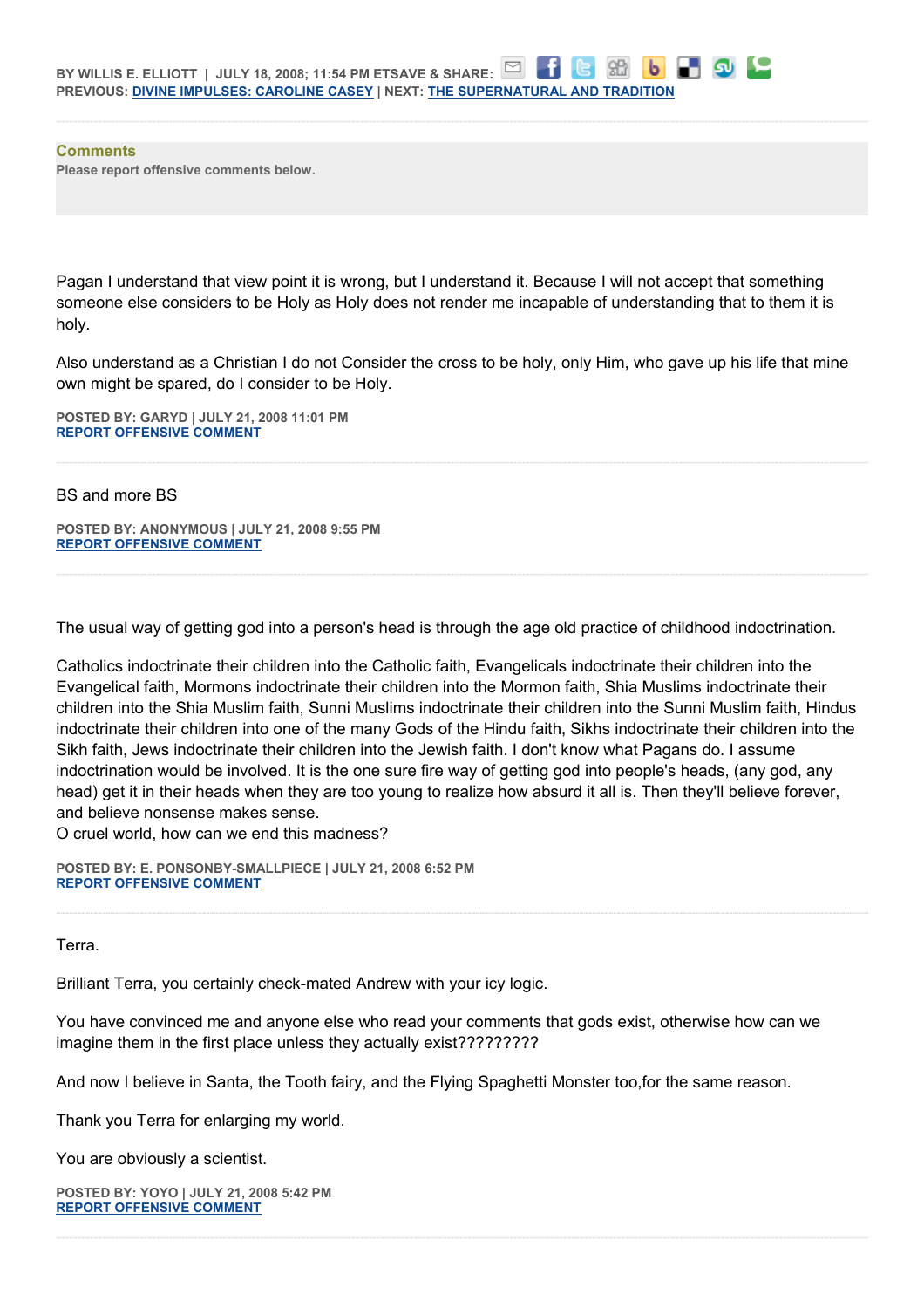BY WILLIS E. ELLIOTT | JULY 18, 2008; 11:54 PM ETSAVE & SHARE:
PREVIOUS: DIVINE IMPULSES: CAROLINE CASEY | NEXT: THE SUPERNATURAL AND TRADITION

**Comments**
Please report offensive comments below.

Pagan I understand that view point it is wrong, but I understand it. Because I will not accept that something someone else considers to be Holy as Holy does not render me incapable of understanding that to them it is holy.

Also understand as a Christian I do not Consider the cross to be holy, only Him, who gave up his life that mine own might be spared, do I consider to be Holy.

POSTED BY: GARYD | JULY 21, 2008 11:01 PM
REPORT OFFENSIVE COMMENT

---

BS and more BS

POSTED BY: ANONYMOUS | JULY 21, 2008 9:55 PM
REPORT OFFENSIVE COMMENT

---

The usual way of getting god into a person's head is through the age old practice of childhood indoctrination.

Catholics indoctrinate their children into the Catholic faith, Evangelicals indoctrinate their children into the Evangelical faith, Mormons indoctrinate their children into the Mormon faith, Shia Muslims indoctrinate their children into the Shia Muslim faith, Sunni Muslims indoctrinate their children into the Sunni Muslim faith, Hindus indoctrinate their children into one of the many Gods of the Hindu faith, Sikhs indoctrinate their children into the Sikh faith, Jews indoctrinate their children into the Jewish faith. I don't know what Pagans do. I assume indoctrination would be involved. It is the one sure fire way of getting god into people's heads, (any god, any head) get it in their heads when they are too young to realize how absurd it all is. Then they'll believe forever, and believe nonsense makes sense.
O cruel world, how can we end this madness?

POSTED BY: E. PONSONBY-SMALLPIECE | JULY 21, 2008 6:52 PM
REPORT OFFENSIVE COMMENT

---

Terra.

Brilliant Terra, you certainly check-mated Andrew with your icy logic.

You have convinced me and anyone else who read your comments that gods exist, otherwise how can we imagine them in the first place unless they actually exist?????????

And now I believe in Santa, the Tooth fairy, and the Flying Spaghetti Monster too,for the same reason.

Thank you Terra for enlarging my world.

You are obviously a scientist.

POSTED BY: YOYO | JULY 21, 2008 5:42 PM
REPORT OFFENSIVE COMMENT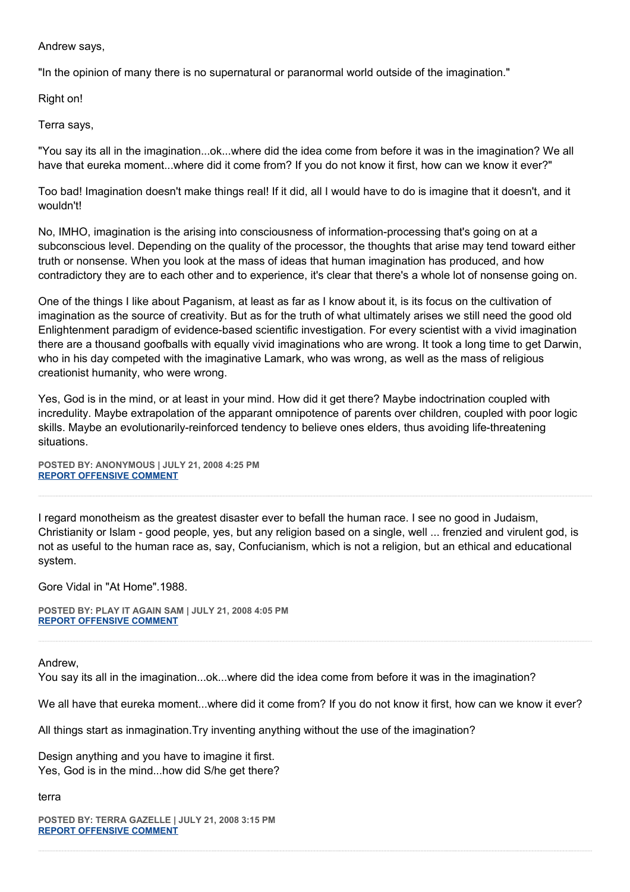Andrew says,

"In the opinion of many there is no supernatural or paranormal world outside of the imagination."

Right on!

Terra says,

"You say its all in the imagination...ok...where did the idea come from before it was in the imagination? We all have that eureka moment...where did it come from? If you do not know it first, how can we know it ever?"

Too bad! Imagination doesn't make things real! If it did, all I would have to do is imagine that it doesn't, and it wouldn't!

No, IMHO, imagination is the arising into consciousness of information-processing that's going on at a subconscious level. Depending on the quality of the processor, the thoughts that arise may tend toward either truth or nonsense. When you look at the mass of ideas that human imagination has produced, and how contradictory they are to each other and to experience, it's clear that there's a whole lot of nonsense going on.

One of the things I like about Paganism, at least as far as I know about it, is its focus on the cultivation of imagination as the source of creativity. But as for the truth of what ultimately arises we still need the good old Enlightenment paradigm of evidence-based scientific investigation. For every scientist with a vivid imagination there are a thousand goofballs with equally vivid imaginations who are wrong. It took a long time to get Darwin, who in his day competed with the imaginative Lamark, who was wrong, as well as the mass of religious creationist humanity, who were wrong.

Yes, God is in the mind, or at least in your mind. How did it get there? Maybe indoctrination coupled with incredulity. Maybe extrapolation of the apparant omnipotence of parents over children, coupled with poor logic skills. Maybe an evolutionarily-reinforced tendency to believe ones elders, thus avoiding life-threatening situations.

**POSTED BY: ANONYMOUS | JULY 21, 2008 4:25 PM**
**REPORT OFFENSIVE COMMENT**

---

I regard monotheism as the greatest disaster ever to befall the human race. I see no good in Judaism, Christianity or Islam - good people, yes, but any religion based on a single, well ... frenzied and virulent god, is not as useful to the human race as, say, Confucianism, which is not a religion, but an ethical and educational system.

Gore Vidal in "At Home".1988.

**POSTED BY: PLAY IT AGAIN SAM | JULY 21, 2008 4:05 PM**
**REPORT OFFENSIVE COMMENT**

---

Andrew,
You say its all in the imagination...ok...where did the idea come from before it was in the imagination?

We all have that eureka moment...where did it come from? If you do not know it first, how can we know it ever?

All things start as inmagination.Try inventing anything without the use of the imagination?

Design anything and you have to imagine it first.
Yes, God is in the mind...how did S/he get there?

terra

**POSTED BY: TERRA GAZELLE | JULY 21, 2008 3:15 PM**
**REPORT OFFENSIVE COMMENT**

---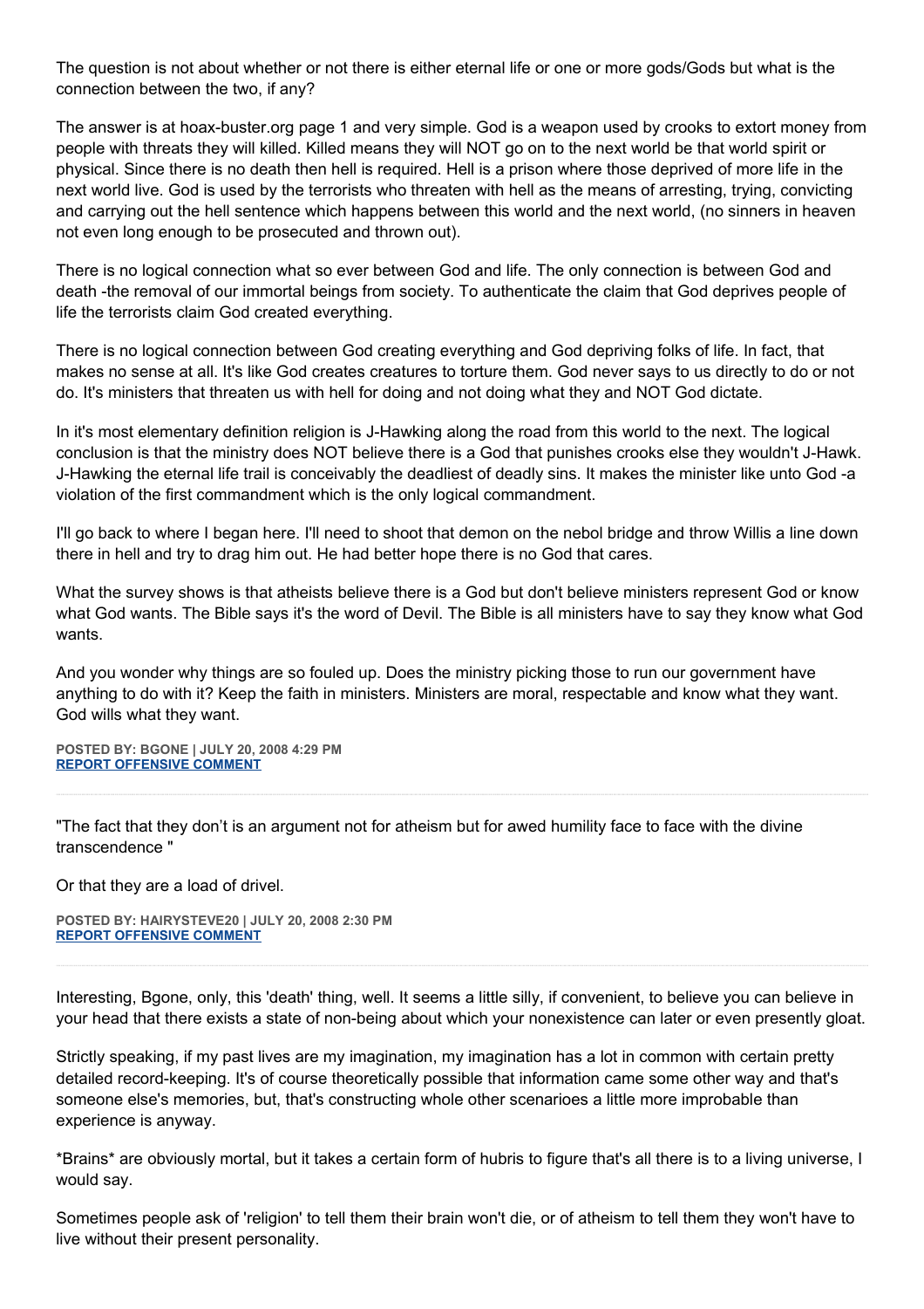The question is not about whether or not there is either eternal life or one or more gods/Gods but what is the connection between the two, if any?

The answer is at hoax-buster.org page 1 and very simple. God is a weapon used by crooks to extort money from people with threats they will killed. Killed means they will NOT go on to the next world be that world spirit or physical. Since there is no death then hell is required. Hell is a prison where those deprived of more life in the next world live. God is used by the terrorists who threaten with hell as the means of arresting, trying, convicting and carrying out the hell sentence which happens between this world and the next world, (no sinners in heaven not even long enough to be prosecuted and thrown out).

There is no logical connection what so ever between God and life. The only connection is between God and death -the removal of our immortal beings from society. To authenticate the claim that God deprives people of life the terrorists claim God created everything.

There is no logical connection between God creating everything and God depriving folks of life. In fact, that makes no sense at all. It's like God creates creatures to torture them. God never says to us directly to do or not do. It's ministers that threaten us with hell for doing and not doing what they and NOT God dictate.

In it's most elementary definition religion is J-Hawking along the road from this world to the next. The logical conclusion is that the ministry does NOT believe there is a God that punishes crooks else they wouldn't J-Hawk. J-Hawking the eternal life trail is conceivably the deadliest of deadly sins. It makes the minister like unto God -a violation of the first commandment which is the only logical commandment.

I'll go back to where I began here. I'll need to shoot that demon on the nebol bridge and throw Willis a line down there in hell and try to drag him out. He had better hope there is no God that cares.

What the survey shows is that atheists believe there is a God but don't believe ministers represent God or know what God wants. The Bible says it's the word of Devil. The Bible is all ministers have to say they know what God wants.

And you wonder why things are so fouled up. Does the ministry picking those to run our government have anything to do with it? Keep the faith in ministers. Ministers are moral, respectable and know what they want. God wills what they want.

**POSTED BY: BGONE | JULY 20, 2008 4:29 PM**
**REPORT OFFENSIVE COMMENT**

---

"The fact that they don't is an argument not for atheism but for awed humility face to face with the divine transcendence "

Or that they are a load of drivel.

**POSTED BY: HAIRYSTEVE20 | JULY 20, 2008 2:30 PM**
**REPORT OFFENSIVE COMMENT**

---

Interesting, Bgone, only, this 'death' thing, well. It seems a little silly, if convenient, to believe you can believe in your head that there exists a state of non-being about which your nonexistence can later or even presently gloat.

Strictly speaking, if my past lives are my imagination, my imagination has a lot in common with certain pretty detailed record-keeping. It's of course theoretically possible that information came some other way and that's someone else's memories, but, that's constructing whole other scenarioes a little more improbable than experience is anyway.

*Brains* are obviously mortal, but it takes a certain form of hubris to figure that's all there is to a living universe, I would say.

Sometimes people ask of 'religion' to tell them their brain won't die, or of atheism to tell them they won't have to live without their present personality.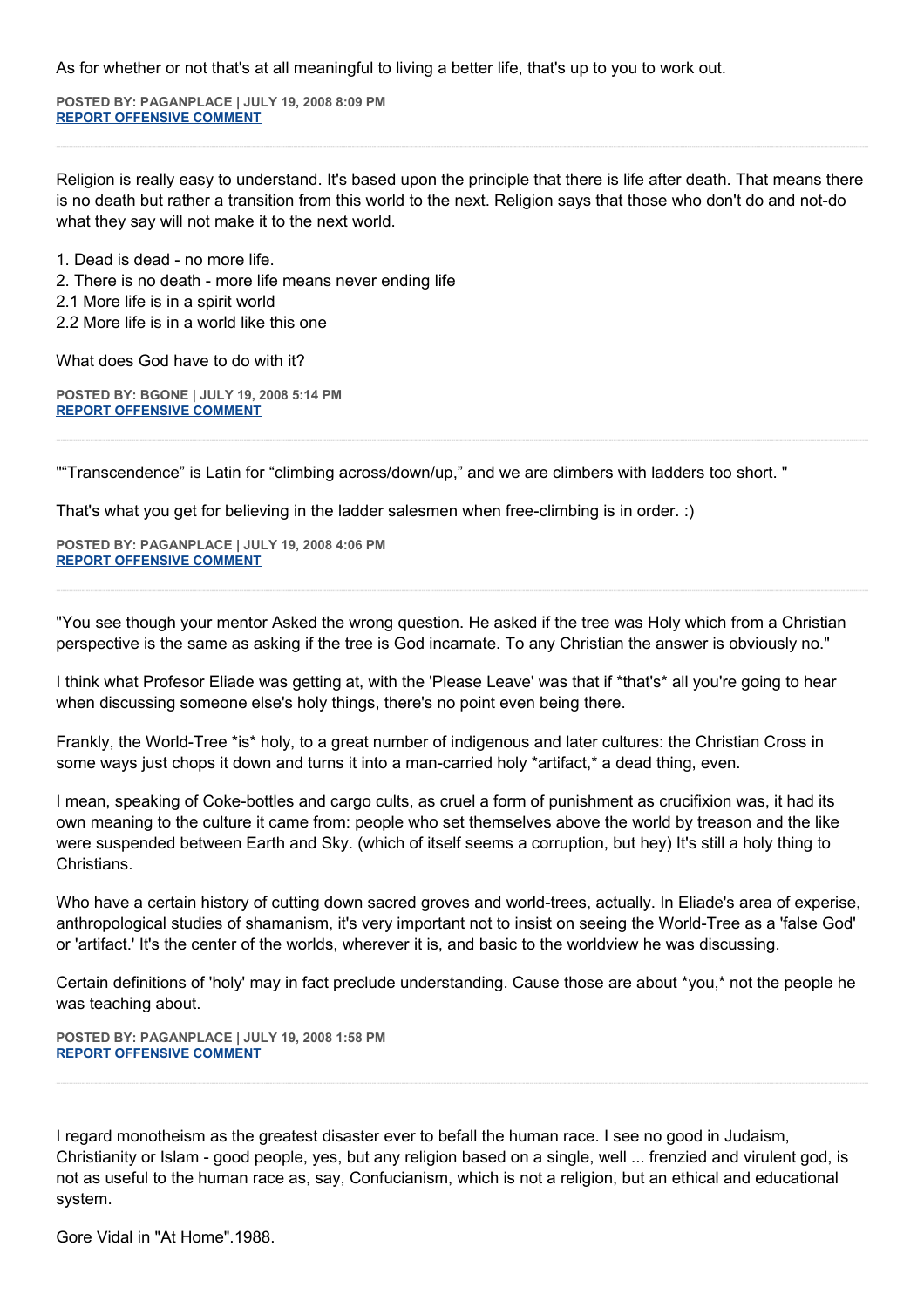As for whether or not that's at all meaningful to living a better life, that's up to you to work out.

**POSTED BY: PAGANPLACE | JULY 19, 2008 8:09 PM**
**REPORT OFFENSIVE COMMENT**

---

Religion is really easy to understand. It's based upon the principle that there is life after death. That means there is no death but rather a transition from this world to the next. Religion says that those who don't do and not-do what they say will not make it to the next world.

1. Dead is dead - no more life.
2. There is no death - more life means never ending life
2.1 More life is in a spirit world
2.2 More life is in a world like this one

What does God have to do with it?

**POSTED BY: BGONE | JULY 19, 2008 5:14 PM**
**REPORT OFFENSIVE COMMENT**

---

"“Transcendence” is Latin for “climbing across/down/up,” and we are climbers with ladders too short. "

That's what you get for believing in the ladder salesmen when free-climbing is in order. :)

**POSTED BY: PAGANPLACE | JULY 19, 2008 4:06 PM**
**REPORT OFFENSIVE COMMENT**

---

"You see though your mentor Asked the wrong question. He asked if the tree was Holy which from a Christian perspective is the same as asking if the tree is God incarnate. To any Christian the answer is obviously no."

I think what Profesor Eliade was getting at, with the 'Please Leave' was that if *that's* all you're going to hear when discussing someone else's holy things, there's no point even being there.

Frankly, the World-Tree *is* holy, to a great number of indigenous and later cultures: the Christian Cross in some ways just chops it down and turns it into a man-carried holy *artifact,* a dead thing, even.

I mean, speaking of Coke-bottles and cargo cults, as cruel a form of punishment as crucifixion was, it had its own meaning to the culture it came from: people who set themselves above the world by treason and the like were suspended between Earth and Sky. (which of itself seems a corruption, but hey) It's still a holy thing to Christians.

Who have a certain history of cutting down sacred groves and world-trees, actually. In Eliade's area of experise, anthropological studies of shamanism, it's very important not to insist on seeing the World-Tree as a 'false God' or 'artifact.' It's the center of the worlds, wherever it is, and basic to the worldview he was discussing.

Certain definitions of 'holy' may in fact preclude understanding. Cause those are about *you,* not the people he was teaching about.

**POSTED BY: PAGANPLACE | JULY 19, 2008 1:58 PM**
**REPORT OFFENSIVE COMMENT**

---

I regard monotheism as the greatest disaster ever to befall the human race. I see no good in Judaism, Christianity or Islam - good people, yes, but any religion based on a single, well ... frenzied and virulent god, is not as useful to the human race as, say, Confucianism, which is not a religion, but an ethical and educational system.

Gore Vidal in "At Home".1988.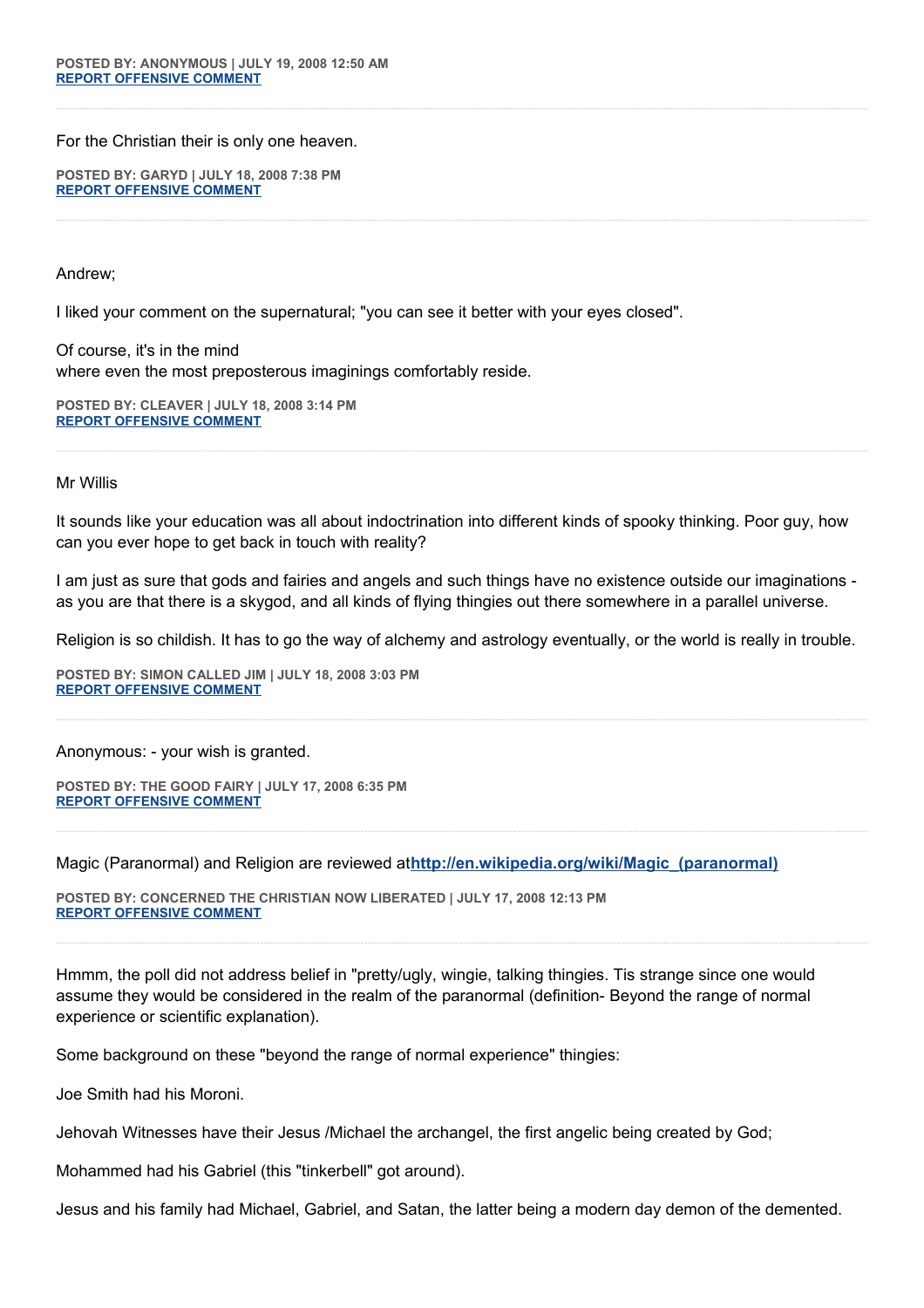**POSTED BY: ANONYMOUS | JULY 19, 2008 12:50 AM**
**[REPORT OFFENSIVE COMMENT]**

---

For the Christian their is only one heaven.

**POSTED BY: GARYD | JULY 18, 2008 7:38 PM**
**[REPORT OFFENSIVE COMMENT]**

---

Andrew;

I liked your comment on the supernatural; "you can see it better with your eyes closed".

Of course, it's in the mind
where even the most preposterous imaginings comfortably reside.

**POSTED BY: CLEAVER | JULY 18, 2008 3:14 PM**
**[REPORT OFFENSIVE COMMENT]**

---

Mr Willis

It sounds like your education was all about indoctrination into different kinds of spooky thinking. Poor guy, how can you ever hope to get back in touch with reality?

I am just as sure that gods and fairies and angels and such things have no existence outside our imaginations - as you are that there is a skygod, and all kinds of flying thingies out there somewhere in a parallel universe.

Religion is so childish. It has to go the way of alchemy and astrology eventually, or the world is really in trouble.

**POSTED BY: SIMON CALLED JIM | JULY 18, 2008 3:03 PM**
**[REPORT OFFENSIVE COMMENT]**

---

Anonymous: - your wish is granted.

**POSTED BY: THE GOOD FAIRY | JULY 17, 2008 6:35 PM**
**[REPORT OFFENSIVE COMMENT]**

---

Magic (Paranormal) and Religion are reviewed at**http://en.wikipedia.org/wiki/Magic_(paranormal)**

**POSTED BY: CONCERNED THE CHRISTIAN NOW LIBERATED | JULY 17, 2008 12:13 PM**
**[REPORT OFFENSIVE COMMENT]**

---

Hmmm, the poll did not address belief in "pretty/ugly, wingie, talking thingies. Tis strange since one would assume they would be considered in the realm of the paranormal (definition- Beyond the range of normal experience or scientific explanation).

Some background on these "beyond the range of normal experience" thingies:

Joe Smith had his Moroni.

Jehovah Witnesses have their Jesus /Michael the archangel, the first angelic being created by God;

Mohammed had his Gabriel (this "tinkerbell" got around).

Jesus and his family had Michael, Gabriel, and Satan, the latter being a modern day demon of the demented.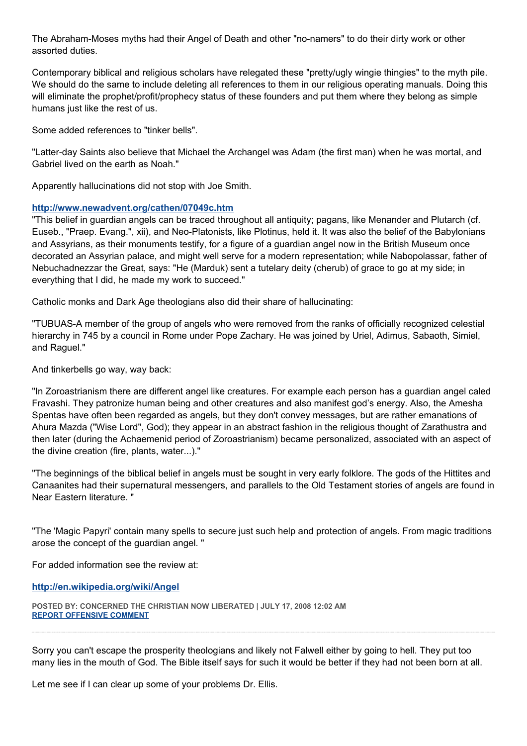The Abraham-Moses myths had their Angel of Death and other "no-namers" to do their dirty work or other assorted duties.

Contemporary biblical and religious scholars have relegated these "pretty/ugly wingie thingies" to the myth pile. We should do the same to include deleting all references to them in our religious operating manuals. Doing this will eliminate the prophet/profit/prophecy status of these founders and put them where they belong as simple humans just like the rest of us.

Some added references to "tinker bells".

"Latter-day Saints also believe that Michael the Archangel was Adam (the first man) when he was mortal, and Gabriel lived on the earth as Noah."

Apparently hallucinations did not stop with Joe Smith.

**http://www.newadvent.org/cathen/07049c.htm**
"This belief in guardian angels can be traced throughout all antiquity; pagans, like Menander and Plutarch (cf. Euseb., "Praep. Evang.", xii), and Neo-Platonists, like Plotinus, held it. It was also the belief of the Babylonians and Assyrians, as their monuments testify, for a figure of a guardian angel now in the British Museum once decorated an Assyrian palace, and might well serve for a modern representation; while Nabopolassar, father of Nebuchadnezzar the Great, says: "He (Marduk) sent a tutelary deity (cherub) of grace to go at my side; in everything that I did, he made my work to succeed."

Catholic monks and Dark Age theologians also did their share of hallucinating:

"TUBUAS-A member of the group of angels who were removed from the ranks of officially recognized celestial hierarchy in 745 by a council in Rome under Pope Zachary. He was joined by Uriel, Adimus, Sabaoth, Simiel, and Raguel."

And tinkerbells go way, way back:

"In Zoroastrianism there are different angel like creatures. For example each person has a guardian angel caled Fravashi. They patronize human being and other creatures and also manifest god's energy. Also, the Amesha Spentas have often been regarded as angels, but they don't convey messages, but are rather emanations of Ahura Mazda ("Wise Lord", God); they appear in an abstract fashion in the religious thought of Zarathustra and then later (during the Achaemenid period of Zoroastrianism) became personalized, associated with an aspect of the divine creation (fire, plants, water...)."

"The beginnings of the biblical belief in angels must be sought in very early folklore. The gods of the Hittites and Canaanites had their supernatural messengers, and parallels to the Old Testament stories of angels are found in Near Eastern literature. "

"The 'Magic Papyri' contain many spells to secure just such help and protection of angels. From magic traditions arose the concept of the guardian angel. "

For added information see the review at:

**http://en.wikipedia.org/wiki/Angel**

**POSTED BY: CONCERNED THE CHRISTIAN NOW LIBERATED | JULY 17, 2008 12:02 AM**
**REPORT OFFENSIVE COMMENT**

---

Sorry you can't escape the prosperity theologians and likely not Falwell either by going to hell. They put too many lies in the mouth of God. The Bible itself says for such it would be better if they had not been born at all.

Let me see if I can clear up some of your problems Dr. Ellis.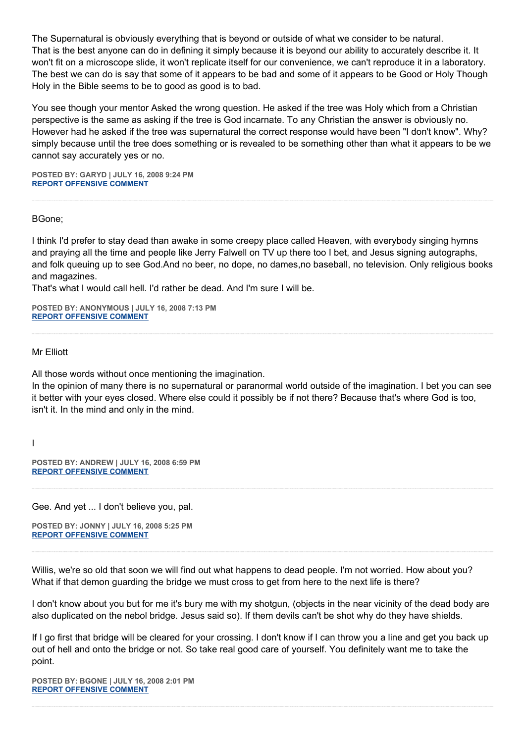The Supernatural is obviously everything that is beyond or outside of what we consider to be natural. That is the best anyone can do in defining it simply because it is beyond our ability to accurately describe it. It won't fit on a microscope slide, it won't replicate itself for our convenience, we can't reproduce it in a laboratory. The best we can do is say that some of it appears to be bad and some of it appears to be Good or Holy Though Holy in the Bible seems to be to good as good is to bad.

You see though your mentor Asked the wrong question. He asked if the tree was Holy which from a Christian perspective is the same as asking if the tree is God incarnate. To any Christian the answer is obviously no. However had he asked if the tree was supernatural the correct response would have been "I don't know". Why? simply because until the tree does something or is revealed to be something other than what it appears to be we cannot say accurately yes or no.

**POSTED BY: GARYD | JULY 16, 2008 9:24 PM**
**REPORT OFFENSIVE COMMENT**

---

BGone;

I think I'd prefer to stay dead than awake in some creepy place called Heaven, with everybody singing hymns and praying all the time and people like Jerry Falwell on TV up there too I bet, and Jesus signing autographs, and folk queuing up to see God.And no beer, no dope, no dames,no baseball, no television. Only religious books and magazines.
That's what I would call hell. I'd rather be dead. And I'm sure I will be.

**POSTED BY: ANONYMOUS | JULY 16, 2008 7:13 PM**
**REPORT OFFENSIVE COMMENT**

---

Mr Elliott

All those words without once mentioning the imagination.
In the opinion of many there is no supernatural or paranormal world outside of the imagination. I bet you can see it better with your eyes closed. Where else could it possibly be if not there? Because that's where God is too, isn't it. In the mind and only in the mind.

I

**POSTED BY: ANDREW | JULY 16, 2008 6:59 PM**
**REPORT OFFENSIVE COMMENT**

---

Gee. And yet ... I don't believe you, pal.

**POSTED BY: JONNY | JULY 16, 2008 5:25 PM**
**REPORT OFFENSIVE COMMENT**

---

Willis, we're so old that soon we will find out what happens to dead people. I'm not worried. How about you? What if that demon guarding the bridge we must cross to get from here to the next life is there?

I don't know about you but for me it's bury me with my shotgun, (objects in the near vicinity of the dead body are also duplicated on the nebol bridge. Jesus said so). If them devils can't be shot why do they have shields.

If I go first that bridge will be cleared for your crossing. I don't know if I can throw you a line and get you back up out of hell and onto the bridge or not. So take real good care of yourself. You definitely want me to take the point.

**POSTED BY: BGONE | JULY 16, 2008 2:01 PM**
**REPORT OFFENSIVE COMMENT**

---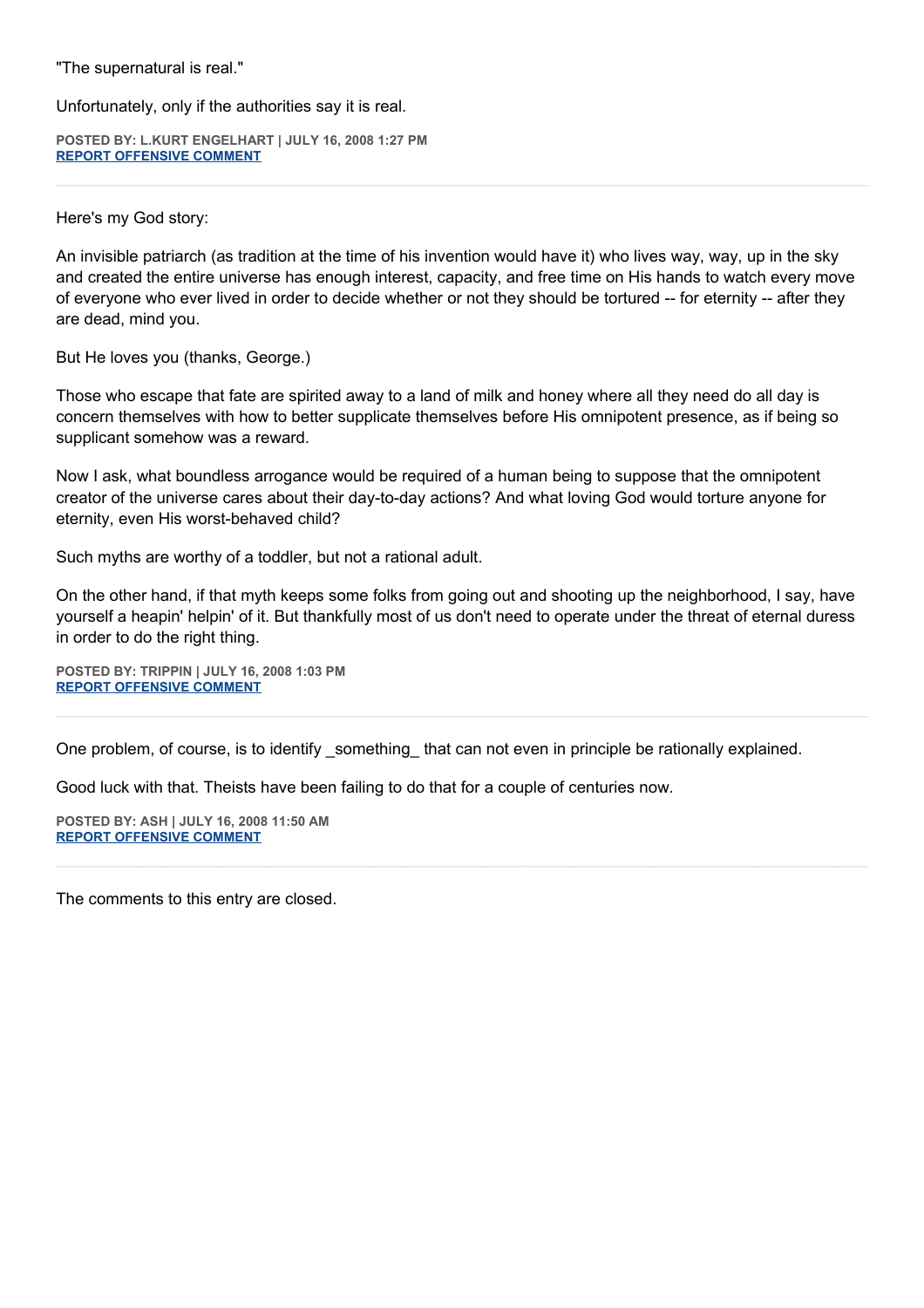"The supernatural is real."

Unfortunately, only if the authorities say it is real.

**POSTED BY: L.KURT ENGELHART | JULY 16, 2008 1:27 PM**
**REPORT OFFENSIVE COMMENT**

---

Here's my God story:

An invisible patriarch (as tradition at the time of his invention would have it) who lives way, way, up in the sky and created the entire universe has enough interest, capacity, and free time on His hands to watch every move of everyone who ever lived in order to decide whether or not they should be tortured -- for eternity -- after they are dead, mind you.

But He loves you (thanks, George.)

Those who escape that fate are spirited away to a land of milk and honey where all they need do all day is concern themselves with how to better supplicate themselves before His omnipotent presence, as if being so supplicant somehow was a reward.

Now I ask, what boundless arrogance would be required of a human being to suppose that the omnipotent creator of the universe cares about their day-to-day actions? And what loving God would torture anyone for eternity, even His worst-behaved child?

Such myths are worthy of a toddler, but not a rational adult.

On the other hand, if that myth keeps some folks from going out and shooting up the neighborhood, I say, have yourself a heapin' helpin' of it. But thankfully most of us don't need to operate under the threat of eternal duress in order to do the right thing.

**POSTED BY: TRIPPIN | JULY 16, 2008 1:03 PM**
**REPORT OFFENSIVE COMMENT**

---

One problem, of course, is to identify _something_ that can not even in principle be rationally explained.

Good luck with that. Theists have been failing to do that for a couple of centuries now.

**POSTED BY: ASH | JULY 16, 2008 11:50 AM**
**REPORT OFFENSIVE COMMENT**

---

The comments to this entry are closed.